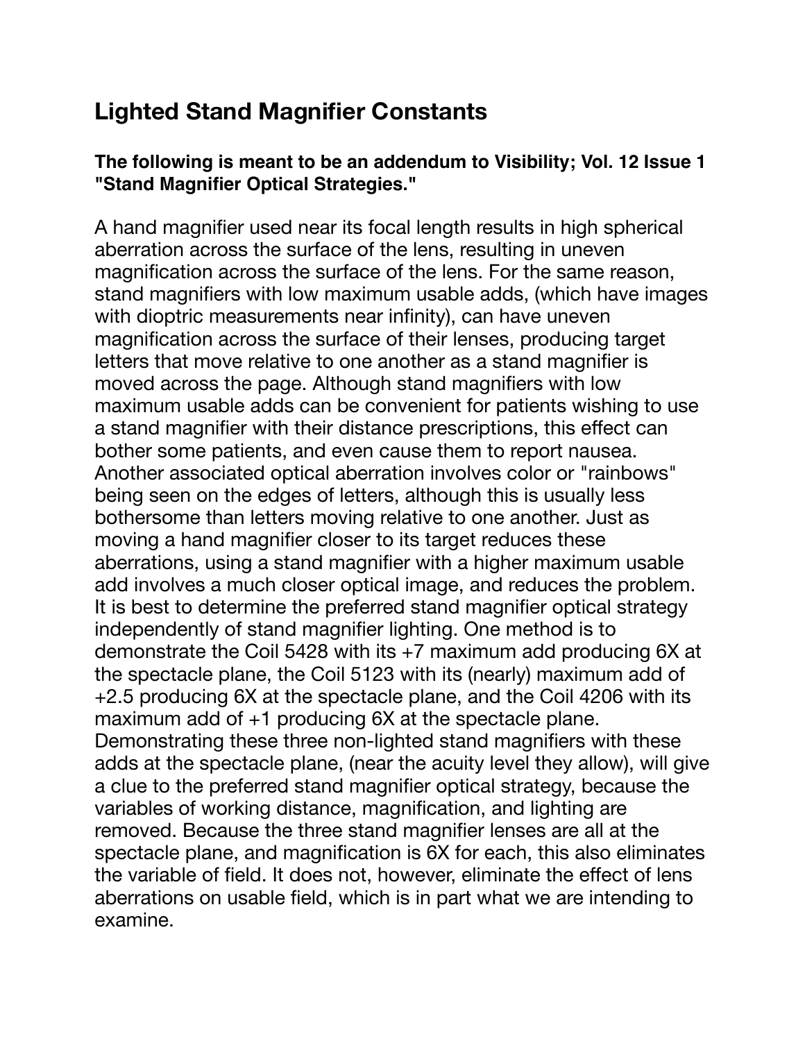# Lighted Stand Magnifier Constants

**The following is meant to be an addendum to Visibility; Vol. 12 Issue 1 "Stand Magnifier Optical Strategies."**

A hand magnifier used near its focal length results in high spherical aberration across the surface of the lens, resulting in uneven magnification across the surface of the lens. For the same reason, stand magnifiers with low maximum usable adds, (which have images with dioptric measurements near infinity), can have uneven magnification across the surface of their lenses, producing target letters that move relative to one another as a stand magnifier is moved across the page. Although stand magnifiers with low maximum usable adds can be convenient for patients wishing to use a stand magnifier with their distance prescriptions, this effect can bother some patients, and even cause them to report nausea. Another associated optical aberration involves color or "rainbows" being seen on the edges of letters, although this is usually less bothersome than letters moving relative to one another. Just as moving a hand magnifier closer to its target reduces these aberrations, using a stand magnifier with a higher maximum usable add involves a much closer optical image, and reduces the problem. It is best to determine the preferred stand magnifier optical strategy independently of stand magnifier lighting. One method is to demonstrate the Coil 5428 with its +7 maximum add producing 6X at the spectacle plane, the Coil 5123 with its (nearly) maximum add of +2.5 producing 6X at the spectacle plane, and the Coil 4206 with its maximum add of +1 producing 6X at the spectacle plane. Demonstrating these three non-lighted stand magnifiers with these adds at the spectacle plane, (near the acuity level they allow), will give a clue to the preferred stand magnifier optical strategy, because the variables of working distance, magnification, and lighting are removed. Because the three stand magnifier lenses are all at the spectacle plane, and magnification is 6X for each, this also eliminates the variable of field. It does not, however, eliminate the effect of lens aberrations on usable field, which is in part what we are intending to examine.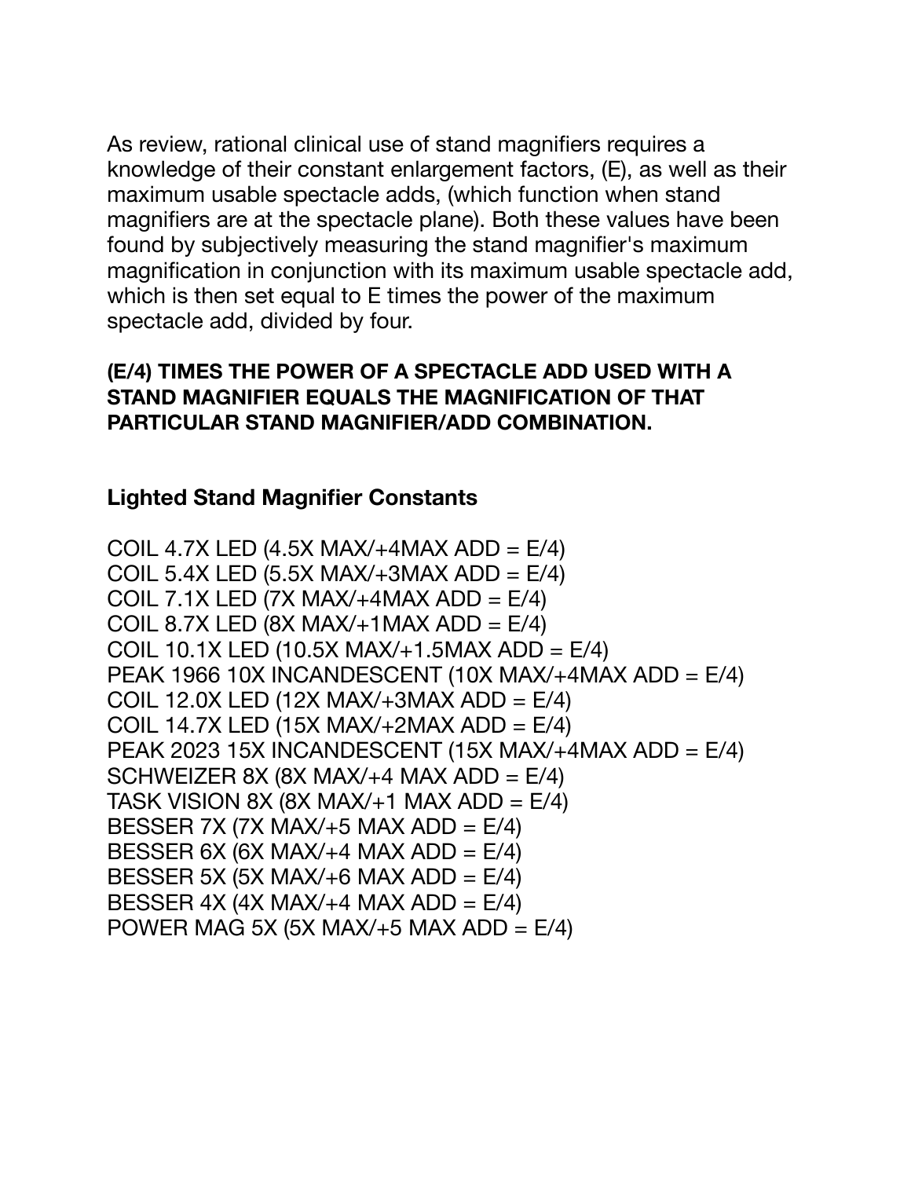As review, rational clinical use of stand magnifiers requires a knowledge of their constant enlargement factors, (E), as well as their maximum usable spectacle adds, (which function when stand magnifiers are at the spectacle plane). Both these values have been found by subjectively measuring the stand magnifier's maximum magnification in conjunction with its maximum usable spectacle add, which is then set equal to E times the power of the maximum spectacle add, divided by four.

**(E/4) TIMES THE POWER OF A SPECTACLE ADD USED WITH A STAND MAGNIFIER EQUALS THE MAGNIFICATION OF THAT PARTICULAR STAND MAGNIFIER/ADD COMBINATION.**

### Lighted Stand Magnifier Constants

COIL 4.7X LED (4.5X MAX/+4MAX ADD = E/4)
COIL 5.4X LED (5.5X MAX/+3MAX ADD = E/4)
COIL 7.1X LED (7X MAX/+4MAX ADD = E/4)
COIL 8.7X LED (8X MAX/+1MAX ADD = E/4)
COIL 10.1X LED (10.5X MAX/+1.5MAX ADD = E/4)
PEAK 1966 10X INCANDESCENT (10X MAX/+4MAX ADD = E/4)
COIL 12.0X LED (12X MAX/+3MAX ADD = E/4)
COIL 14.7X LED (15X MAX/+2MAX ADD = E/4)
PEAK 2023 15X INCANDESCENT (15X MAX/+4MAX ADD = E/4)
SCHWEIZER 8X (8X MAX/+4 MAX ADD = E/4)
TASK VISION 8X (8X MAX/+1 MAX ADD = E/4)
BESSER 7X (7X MAX/+5 MAX ADD = E/4)
BESSER 6X (6X MAX/+4 MAX ADD = E/4)
BESSER 5X (5X MAX/+6 MAX ADD = E/4)
BESSER 4X (4X MAX/+4 MAX ADD = E/4)
POWER MAG 5X (5X MAX/+5 MAX ADD = E/4)